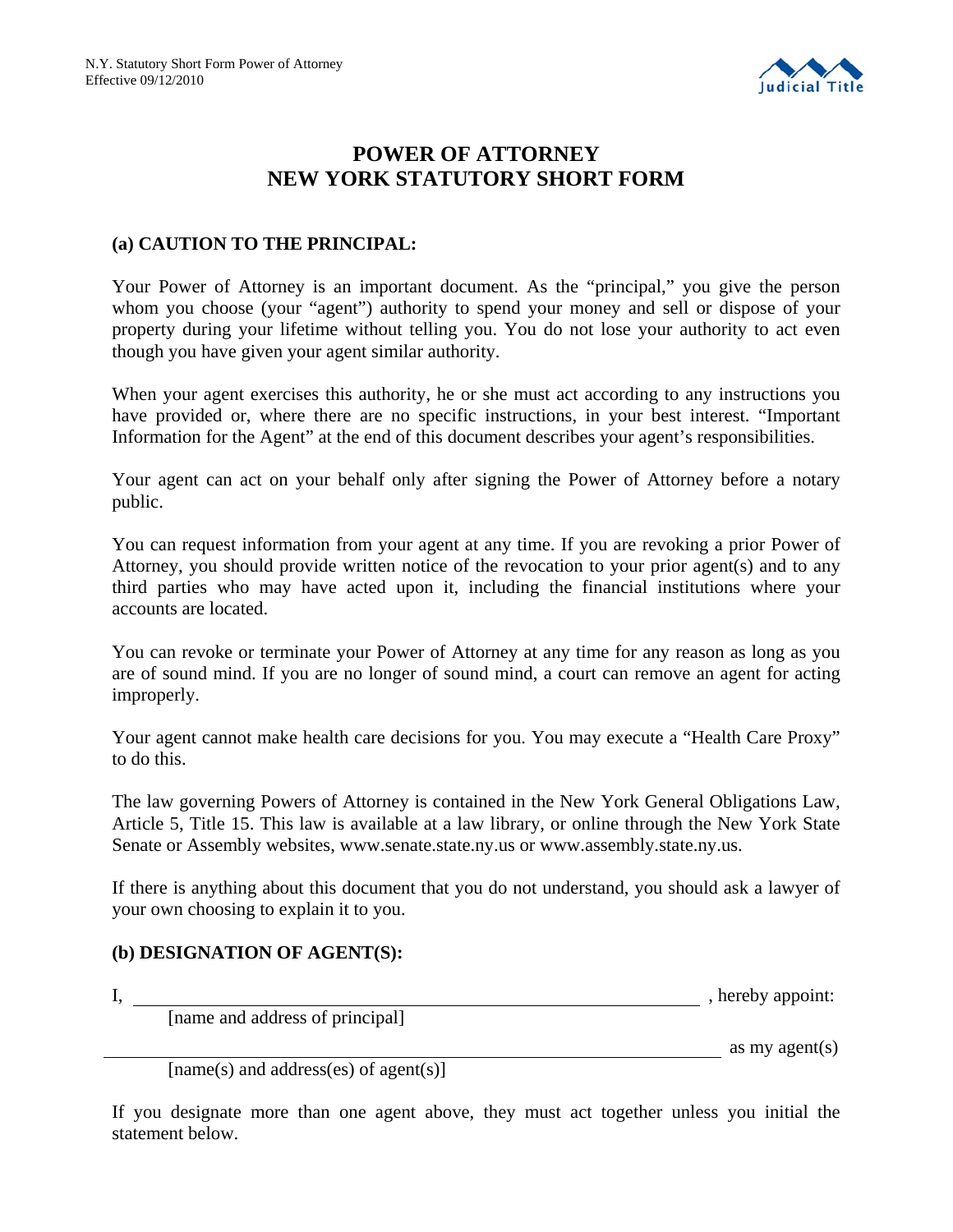# POWER OF ATTORNEY
# NEW YORK STATUTORY SHORT FORM

## (a) CAUTION TO THE PRINCIPAL:

Your Power of Attorney is an important document. As the "principal," you give the person whom you choose (your "agent") authority to spend your money and sell or dispose of your property during your lifetime without telling you. You do not lose your authority to act even though you have given your agent similar authority.

When your agent exercises this authority, he or she must act according to any instructions you have provided or, where there are no specific instructions, in your best interest. "Important Information for the Agent" at the end of this document describes your agent's responsibilities.

Your agent can act on your behalf only after signing the Power of Attorney before a notary public.

You can request information from your agent at any time. If you are revoking a prior Power of Attorney, you should provide written notice of the revocation to your prior agent(s) and to any third parties who may have acted upon it, including the financial institutions where your accounts are located.

You can revoke or terminate your Power of Attorney at any time for any reason as long as you are of sound mind. If you are no longer of sound mind, a court can remove an agent for acting improperly.

Your agent cannot make health care decisions for you. You may execute a "Health Care Proxy" to do this.

The law governing Powers of Attorney is contained in the New York General Obligations Law, Article 5, Title 15. This law is available at a law library, or online through the New York State Senate or Assembly websites, www.senate.state.ny.us or www.assembly.state.ny.us.

If there is anything about this document that you do not understand, you should ask a lawyer of your own choosing to explain it to you.

## (b) DESIGNATION OF AGENT(S):

I, ______________________________________________, hereby appoint:
[name and address of principal]

______________________________________________ as my agent(s)
[name(s) and address(es) of agent(s)]

If you designate more than one agent above, they must act together unless you initial the statement below.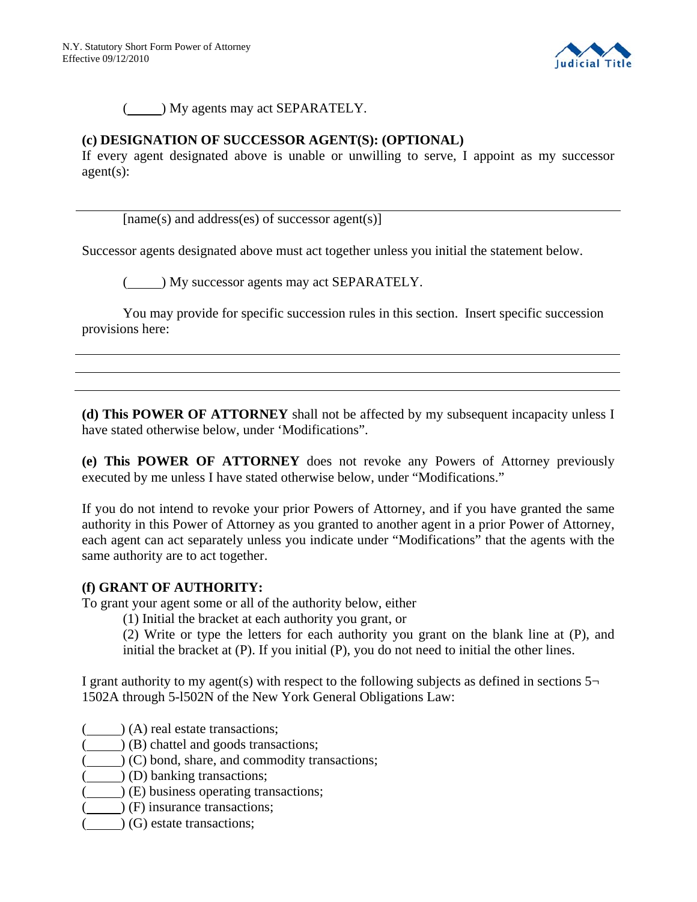(\_\_\_\_\_) My agents may act SEPARATELY.

**(c) DESIGNATION OF SUCCESSOR AGENT(S): (OPTIONAL)**
If every agent designated above is unable or unwilling to serve, I appoint as my successor agent(s):

\_\_\_\_\_\_\_\_\_\_\_\_\_\_\_\_\_\_\_\_\_\_\_\_\_\_\_\_\_\_\_\_\_\_\_\_\_\_\_\_\_\_\_\_\_\_\_\_\_\_\_\_\_\_\_\_\_\_\_\_\_\_\_\_\_\_\_\_\_\_\_\_
[name(s) and address(es) of successor agent(s)]

Successor agents designated above must act together unless you initial the statement below.

(\_\_\_\_\_) My successor agents may act SEPARATELY.

You may provide for specific succession rules in this section. Insert specific succession provisions here:

\_\_\_\_\_\_\_\_\_\_\_\_\_\_\_\_\_\_\_\_\_\_\_\_\_\_\_\_\_\_\_\_\_\_\_\_\_\_\_\_\_\_\_\_\_\_\_\_\_\_\_\_\_\_\_\_\_\_\_\_\_\_\_\_\_\_\_\_\_\_\_\_

\_\_\_\_\_\_\_\_\_\_\_\_\_\_\_\_\_\_\_\_\_\_\_\_\_\_\_\_\_\_\_\_\_\_\_\_\_\_\_\_\_\_\_\_\_\_\_\_\_\_\_\_\_\_\_\_\_\_\_\_\_\_\_\_\_\_\_\_\_\_\_\_

\_\_\_\_\_\_\_\_\_\_\_\_\_\_\_\_\_\_\_\_\_\_\_\_\_\_\_\_\_\_\_\_\_\_\_\_\_\_\_\_\_\_\_\_\_\_\_\_\_\_\_\_\_\_\_\_\_\_\_\_\_\_\_\_\_\_\_\_\_\_\_\_

**(d) This POWER OF ATTORNEY** shall not be affected by my subsequent incapacity unless I have stated otherwise below, under 'Modifications".

**(e) This POWER OF ATTORNEY** does not revoke any Powers of Attorney previously executed by me unless I have stated otherwise below, under "Modifications."

If you do not intend to revoke your prior Powers of Attorney, and if you have granted the same authority in this Power of Attorney as you granted to another agent in a prior Power of Attorney, each agent can act separately unless you indicate under "Modifications" that the agents with the same authority are to act together.

**(f) GRANT OF AUTHORITY:**
To grant your agent some or all of the authority below, either

(1) Initial the bracket at each authority you grant, or

(2) Write or type the letters for each authority you grant on the blank line at (P), and initial the bracket at (P). If you initial (P), you do not need to initial the other lines.

I grant authority to my agent(s) with respect to the following subjects as defined in sections 5¬1502A through 5-l502N of the New York General Obligations Law:

(\_\_\_\_\_) (A) real estate transactions;
(\_\_\_\_\_) (B) chattel and goods transactions;
(\_\_\_\_\_) (C) bond, share, and commodity transactions;
(\_\_\_\_\_) (D) banking transactions;
(\_\_\_\_\_) (E) business operating transactions;
(\_\_\_\_\_) (F) insurance transactions;
(\_\_\_\_\_) (G) estate transactions;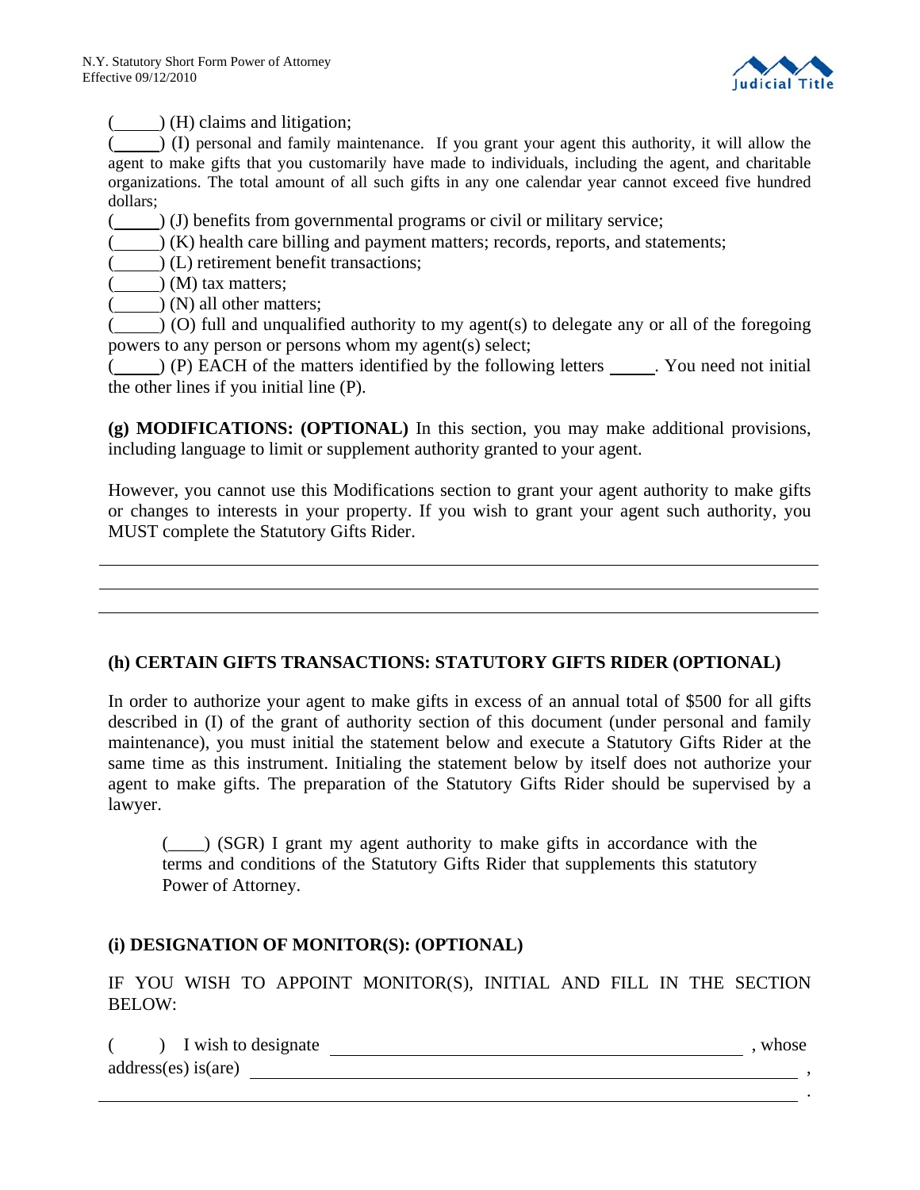(\_\_\_\_\_) (H) claims and litigation;
(\_\_\_\_\_) (I) personal and family maintenance. If you grant your agent this authority, it will allow the agent to make gifts that you customarily have made to individuals, including the agent, and charitable organizations. The total amount of all such gifts in any one calendar year cannot exceed five hundred dollars;
(\_\_\_\_\_) (J) benefits from governmental programs or civil or military service;
(\_\_\_\_\_) (K) health care billing and payment matters; records, reports, and statements;
(\_\_\_\_\_) (L) retirement benefit transactions;
(\_\_\_\_\_) (M) tax matters;
(\_\_\_\_\_) (N) all other matters;
(\_\_\_\_\_) (O) full and unqualified authority to my agent(s) to delegate any or all of the foregoing powers to any person or persons whom my agent(s) select;
(\_\_\_\_\_) (P) EACH of the matters identified by the following letters \_\_\_\_\_. You need not initial the other lines if you initial line (P).

**(g) MODIFICATIONS: (OPTIONAL)** In this section, you may make additional provisions, including language to limit or supplement authority granted to your agent.

However, you cannot use this Modifications section to grant your agent authority to make gifts or changes to interests in your property. If you wish to grant your agent such authority, you MUST complete the Statutory Gifts Rider.

\_\_\_\_\_\_\_\_\_\_\_\_\_\_\_\_\_\_\_\_\_\_\_\_\_\_\_\_\_\_\_\_\_\_\_\_\_\_\_\_\_\_\_\_\_\_\_\_\_\_\_\_\_\_\_\_\_\_\_\_\_\_\_\_\_\_\_\_\_\_\_\_
\_\_\_\_\_\_\_\_\_\_\_\_\_\_\_\_\_\_\_\_\_\_\_\_\_\_\_\_\_\_\_\_\_\_\_\_\_\_\_\_\_\_\_\_\_\_\_\_\_\_\_\_\_\_\_\_\_\_\_\_\_\_\_\_\_\_\_\_\_\_\_\_
\_\_\_\_\_\_\_\_\_\_\_\_\_\_\_\_\_\_\_\_\_\_\_\_\_\_\_\_\_\_\_\_\_\_\_\_\_\_\_\_\_\_\_\_\_\_\_\_\_\_\_\_\_\_\_\_\_\_\_\_\_\_\_\_\_\_\_\_\_\_\_\_

**(h) CERTAIN GIFTS TRANSACTIONS: STATUTORY GIFTS RIDER (OPTIONAL)**

In order to authorize your agent to make gifts in excess of an annual total of $500 for all gifts described in (I) of the grant of authority section of this document (under personal and family maintenance), you must initial the statement below and execute a Statutory Gifts Rider at the same time as this instrument. Initialing the statement below by itself does not authorize your agent to make gifts. The preparation of the Statutory Gifts Rider should be supervised by a lawyer.

> (\_\_\_\_) (SGR) I grant my agent authority to make gifts in accordance with the terms and conditions of the Statutory Gifts Rider that supplements this statutory Power of Attorney.

**(i) DESIGNATION OF MONITOR(S): (OPTIONAL)**

IF YOU WISH TO APPOINT MONITOR(S), INITIAL AND FILL IN THE SECTION BELOW:

(     ) I wish to designate \_\_\_\_\_\_\_\_\_\_\_\_\_\_\_\_\_\_\_\_\_\_\_\_\_\_\_\_\_\_\_\_\_\_\_\_\_\_\_\_, whose address(es) is(are) \_\_\_\_\_\_\_\_\_\_\_\_\_\_\_\_\_\_\_\_\_\_\_\_\_\_\_\_\_\_\_\_\_\_\_\_\_\_\_\_\_\_\_\_\_\_\_\_\_\_\_\_,
\_\_\_\_\_\_\_\_\_\_\_\_\_\_\_\_\_\_\_\_\_\_\_\_\_\_\_\_\_\_\_\_\_\_\_\_\_\_\_\_\_\_\_\_\_\_\_\_\_\_\_\_\_\_\_\_\_\_\_\_\_\_\_\_\_\_\_\_\_\_\_\_.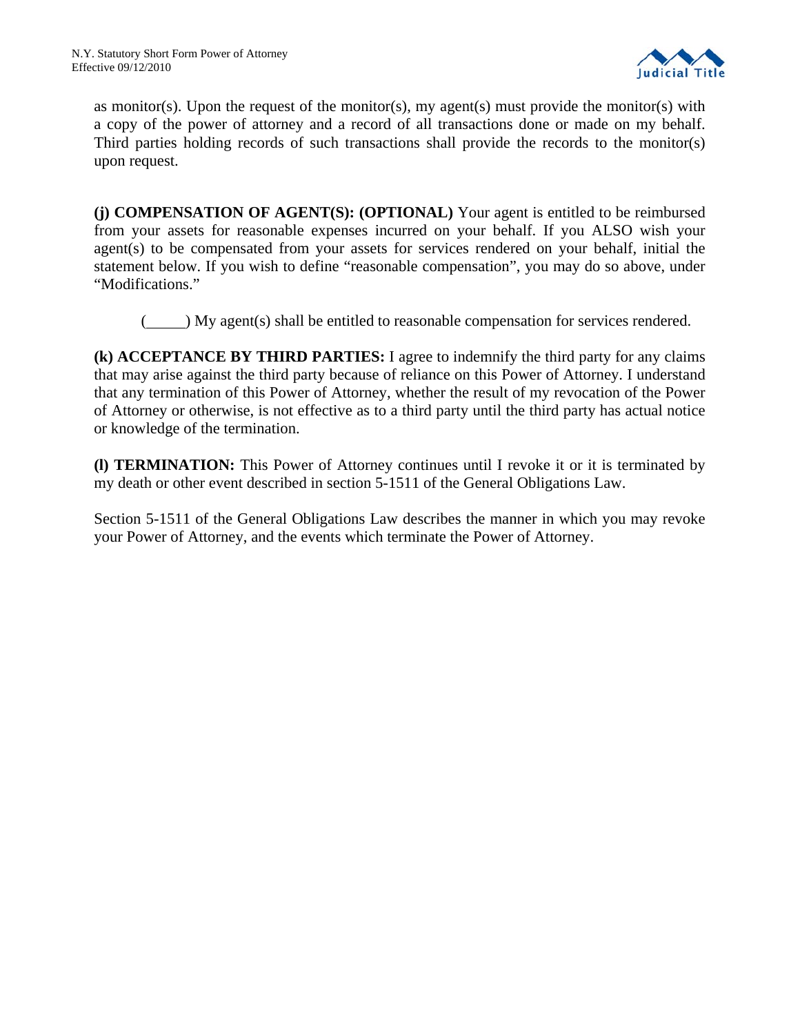as monitor(s). Upon the request of the monitor(s), my agent(s) must provide the monitor(s) with a copy of the power of attorney and a record of all transactions done or made on my behalf. Third parties holding records of such transactions shall provide the records to the monitor(s) upon request.

**(j) COMPENSATION OF AGENT(S): (OPTIONAL)** Your agent is entitled to be reimbursed from your assets for reasonable expenses incurred on your behalf. If you ALSO wish your agent(s) to be compensated from your assets for services rendered on your behalf, initial the statement below. If you wish to define "reasonable compensation", you may do so above, under "Modifications."

(\_\_\_\_\_) My agent(s) shall be entitled to reasonable compensation for services rendered.

**(k) ACCEPTANCE BY THIRD PARTIES:** I agree to indemnify the third party for any claims that may arise against the third party because of reliance on this Power of Attorney. I understand that any termination of this Power of Attorney, whether the result of my revocation of the Power of Attorney or otherwise, is not effective as to a third party until the third party has actual notice or knowledge of the termination.

**(l) TERMINATION:** This Power of Attorney continues until I revoke it or it is terminated by my death or other event described in section 5-1511 of the General Obligations Law.

Section 5-1511 of the General Obligations Law describes the manner in which you may revoke your Power of Attorney, and the events which terminate the Power of Attorney.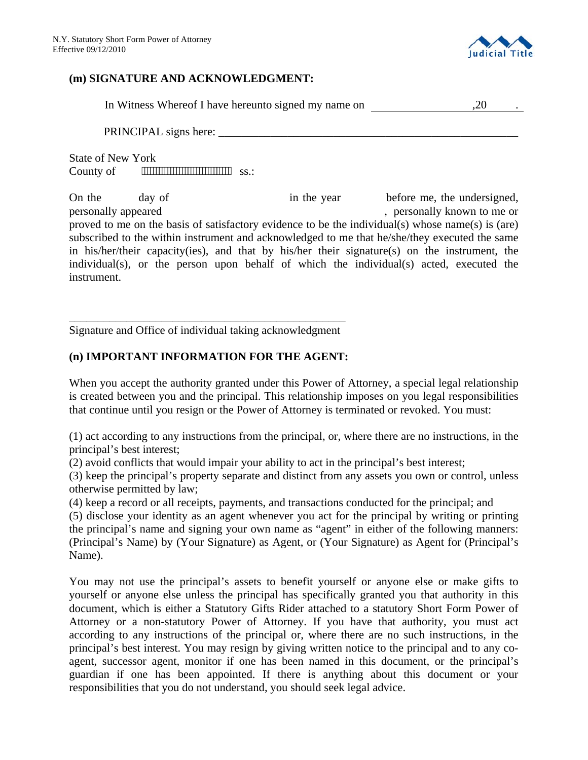## (m) SIGNATURE AND ACKNOWLEDGMENT:

In Witness Whereof I have hereunto signed my name on _________________,20______.

PRINCIPAL signs here: ______________________________________________________

State of New York
County of ____________ ss.:

On the ______ day of ____________________ in the year ________ before me, the undersigned, personally appeared ______________________________, personally known to me or proved to me on the basis of satisfactory evidence to be the individual(s) whose name(s) is (are) subscribed to the within instrument and acknowledged to me that he/she/they executed the same in his/her/their capacity(ies), and that by his/her their signature(s) on the instrument, the individual(s), or the person upon behalf of which the individual(s) acted, executed the instrument.

_________________________________________________
Signature and Office of individual taking acknowledgment

## (n) IMPORTANT INFORMATION FOR THE AGENT:

When you accept the authority granted under this Power of Attorney, a special legal relationship is created between you and the principal. This relationship imposes on you legal responsibilities that continue until you resign or the Power of Attorney is terminated or revoked. You must:

(1) act according to any instructions from the principal, or, where there are no instructions, in the principal's best interest;
(2) avoid conflicts that would impair your ability to act in the principal's best interest;
(3) keep the principal's property separate and distinct from any assets you own or control, unless otherwise permitted by law;
(4) keep a record or all receipts, payments, and transactions conducted for the principal; and
(5) disclose your identity as an agent whenever you act for the principal by writing or printing the principal's name and signing your own name as "agent" in either of the following manners: (Principal's Name) by (Your Signature) as Agent, or (Your Signature) as Agent for (Principal's Name).

You may not use the principal's assets to benefit yourself or anyone else or make gifts to yourself or anyone else unless the principal has specifically granted you that authority in this document, which is either a Statutory Gifts Rider attached to a statutory Short Form Power of Attorney or a non-statutory Power of Attorney. If you have that authority, you must act according to any instructions of the principal or, where there are no such instructions, in the principal's best interest. You may resign by giving written notice to the principal and to any co-agent, successor agent, monitor if one has been named in this document, or the principal's guardian if one has been appointed. If there is anything about this document or your responsibilities that you do not understand, you should seek legal advice.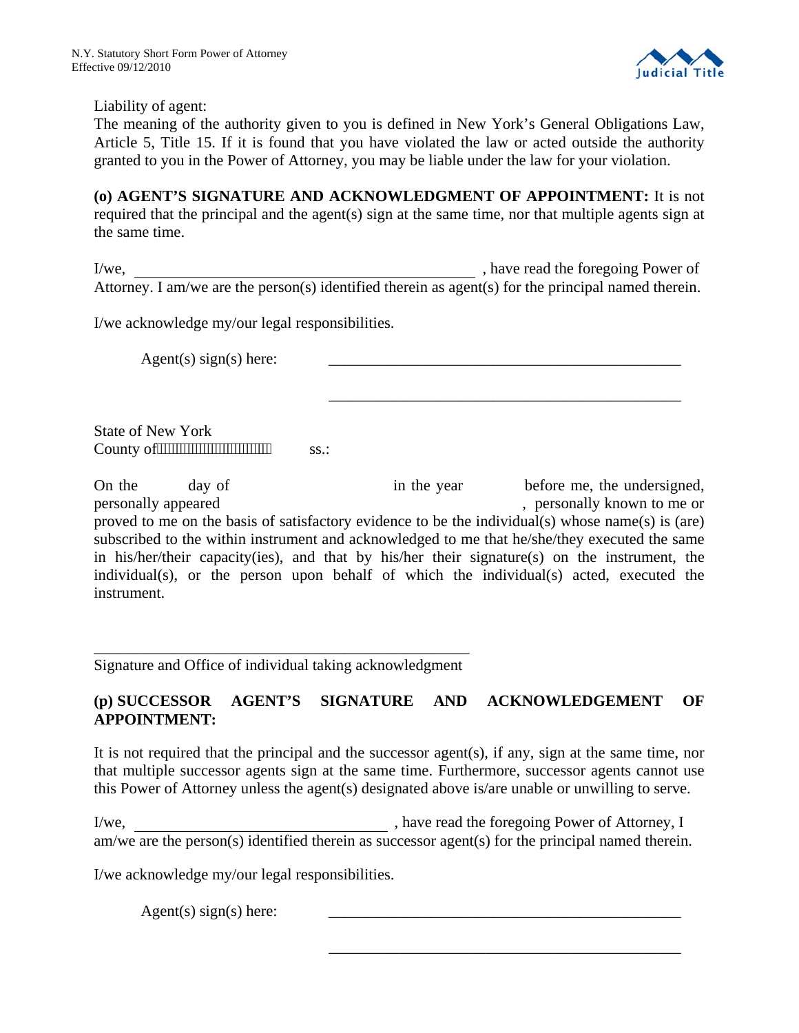Liability of agent:
The meaning of the authority given to you is defined in New York's General Obligations Law, Article 5, Title 15. If it is found that you have violated the law or acted outside the authority granted to you in the Power of Attorney, you may be liable under the law for your violation.

**(o) AGENT'S SIGNATURE AND ACKNOWLEDGMENT OF APPOINTMENT:** It is not required that the principal and the agent(s) sign at the same time, nor that multiple agents sign at the same time.

I/we, _____________________________________________ , have read the foregoing Power of Attorney. I am/we are the person(s) identified therein as agent(s) for the principal named therein.

I/we acknowledge my/our legal responsibilities.

Agent(s) sign(s) here: _______________________________________________

_______________________________________________

State of New York
County of ss.:

On the day of in the year before me, the undersigned, personally appeared , personally known to me or proved to me on the basis of satisfactory evidence to be the individual(s) whose name(s) is (are) subscribed to the within instrument and acknowledged to me that he/she/they executed the same in his/her/their capacity(ies), and that by his/her their signature(s) on the instrument, the individual(s), or the person upon behalf of which the individual(s) acted, executed the instrument.

_______________________________________________
Signature and Office of individual taking acknowledgment

**(p) SUCCESSOR AGENT'S SIGNATURE AND ACKNOWLEDGEMENT OF APPOINTMENT:**

It is not required that the principal and the successor agent(s), if any, sign at the same time, nor that multiple successor agents sign at the same time. Furthermore, successor agents cannot use this Power of Attorney unless the agent(s) designated above is/are unable or unwilling to serve.

I/we, _________________________________ , have read the foregoing Power of Attorney, I am/we are the person(s) identified therein as successor agent(s) for the principal named therein.

I/we acknowledge my/our legal responsibilities.

Agent(s) sign(s) here: _______________________________________________

_______________________________________________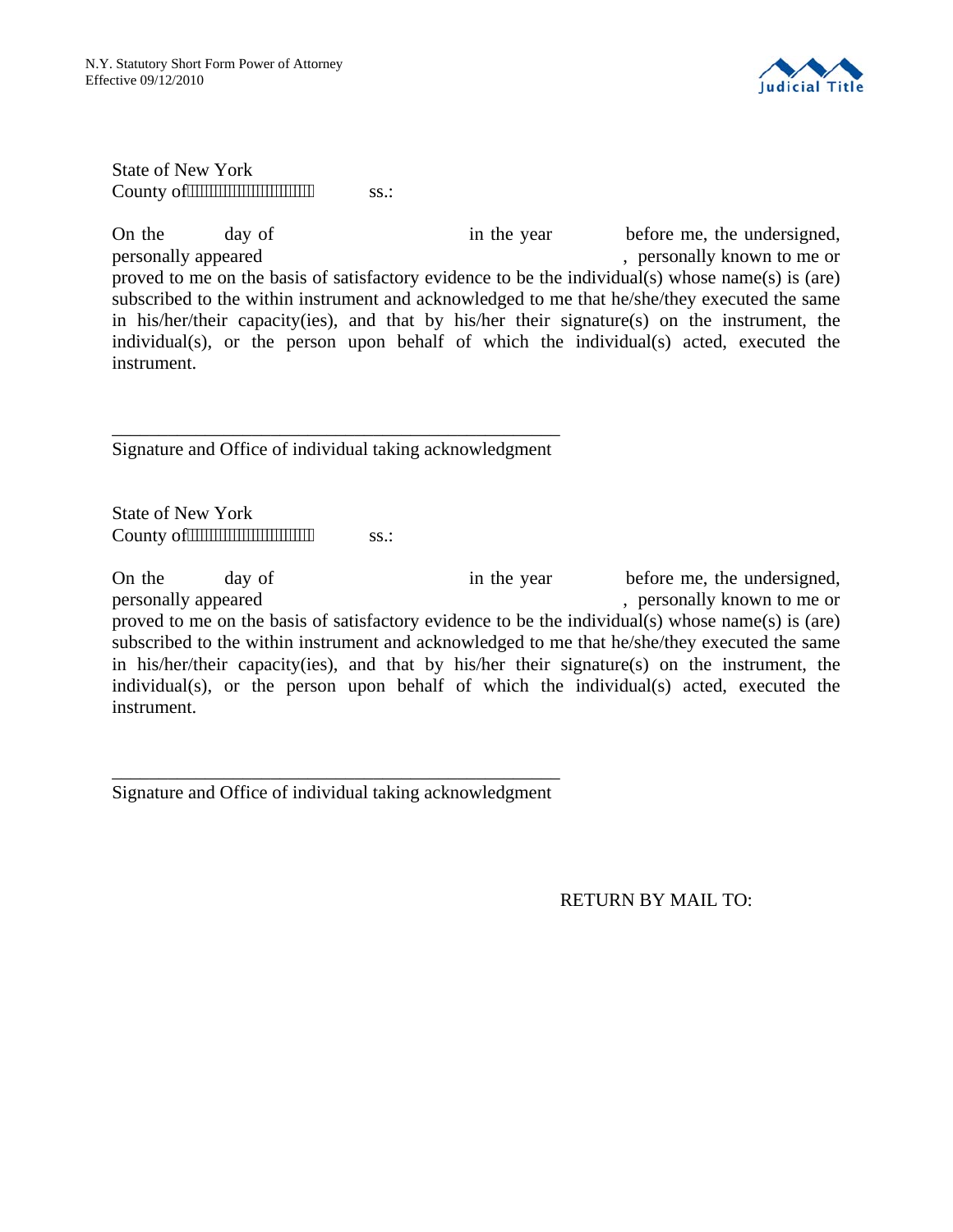State of New York
County of                    ss.:

On the          day of                              in the year              before me, the undersigned, personally appeared                                                            , personally known to me or proved to me on the basis of satisfactory evidence to be the individual(s) whose name(s) is (are) subscribed to the within instrument and acknowledged to me that he/she/they executed the same in his/her/their capacity(ies), and that by his/her their signature(s) on the instrument, the individual(s), or the person upon behalf of which the individual(s) acted, executed the instrument.

_________________________________________________

Signature and Office of individual taking acknowledgment

State of New York
County of                    ss.:

On the          day of                              in the year              before me, the undersigned, personally appeared                                                            , personally known to me or proved to me on the basis of satisfactory evidence to be the individual(s) whose name(s) is (are) subscribed to the within instrument and acknowledged to me that he/she/they executed the same in his/her/their capacity(ies), and that by his/her their signature(s) on the instrument, the individual(s), or the person upon behalf of which the individual(s) acted, executed the instrument.

_________________________________________________

Signature and Office of individual taking acknowledgment

RETURN BY MAIL TO: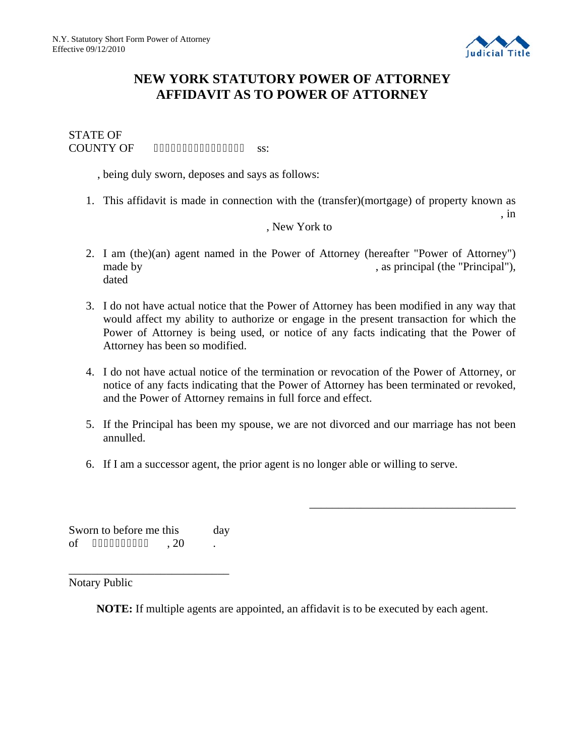# NEW YORK STATUTORY POWER OF ATTORNEY
# AFFIDAVIT AS TO POWER OF ATTORNEY

STATE OF
COUNTY OF ss:

, being duly sworn, deposes and says as follows:

1. This affidavit is made in connection with the (transfer)(mortgage) of property known as , in , New York to

2. I am (the)(an) agent named in the Power of Attorney (hereafter "Power of Attorney") made by , as principal (the "Principal"), dated

3. I do not have actual notice that the Power of Attorney has been modified in any way that would affect my ability to authorize or engage in the present transaction for which the Power of Attorney is being used, or notice of any facts indicating that the Power of Attorney has been so modified.

4. I do not have actual notice of the termination or revocation of the Power of Attorney, or notice of any facts indicating that the Power of Attorney has been terminated or revoked, and the Power of Attorney remains in full force and effect.

5. If the Principal has been my spouse, we are not divorced and our marriage has not been annulled.

6. If I am a successor agent, the prior agent is no longer able or willing to serve.

\_\_\_\_\_\_\_\_\_\_\_\_\_\_\_\_\_\_\_\_\_\_\_\_\_\_\_\_\_\_\_\_\_\_\_\_

Sworn to before me this day
of , 20 .

\_\_\_\_\_\_\_\_\_\_\_\_\_\_\_\_\_\_\_\_\_\_\_\_\_\_\_\_
Notary Public

**NOTE:** If multiple agents are appointed, an affidavit is to be executed by each agent.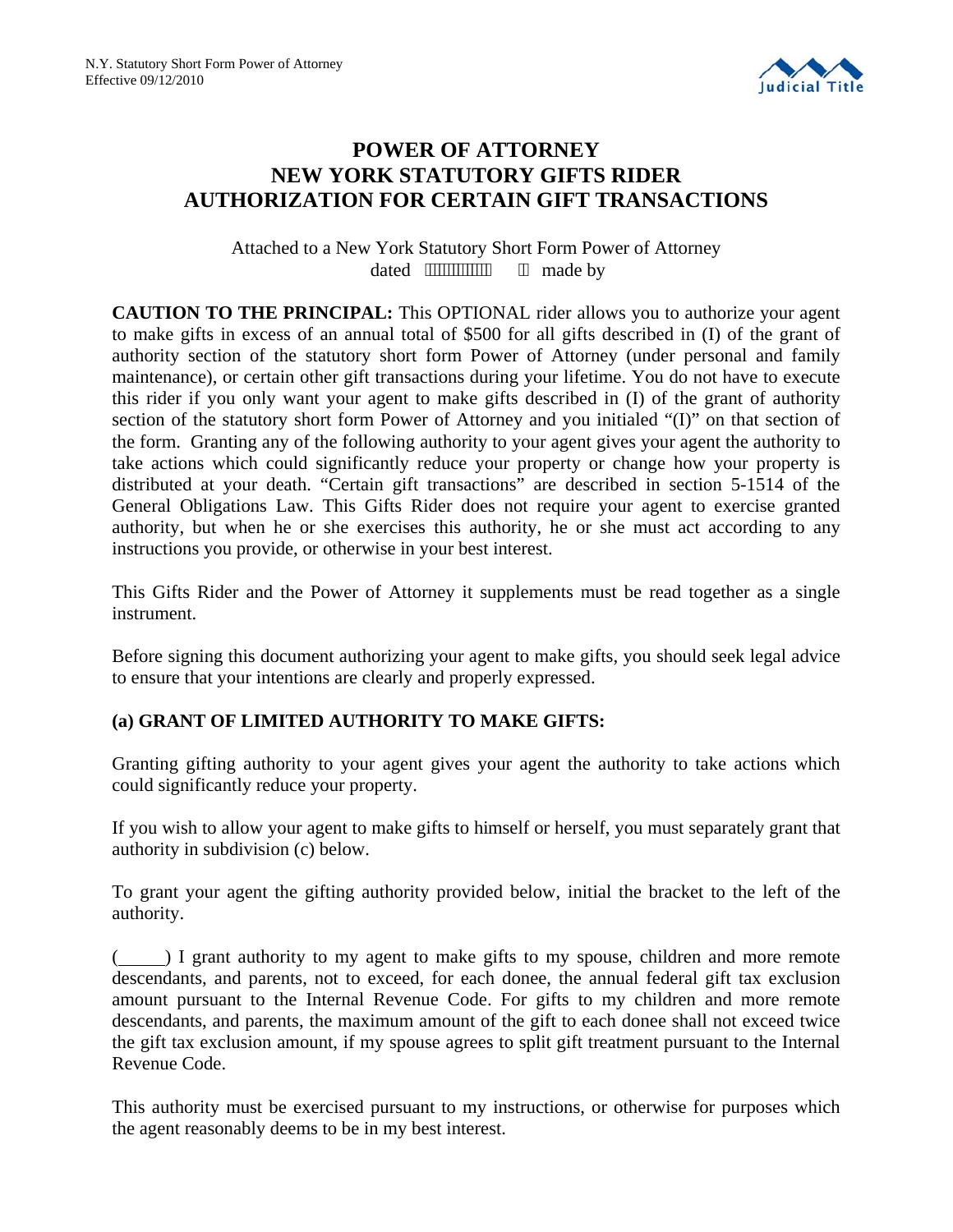# POWER OF ATTORNEY
# NEW YORK STATUTORY GIFTS RIDER
# AUTHORIZATION FOR CERTAIN GIFT TRANSACTIONS

Attached to a New York Statutory Short Form Power of Attorney
dated ____________ made by

**CAUTION TO THE PRINCIPAL:** This OPTIONAL rider allows you to authorize your agent to make gifts in excess of an annual total of $500 for all gifts described in (I) of the grant of authority section of the statutory short form Power of Attorney (under personal and family maintenance), or certain other gift transactions during your lifetime. You do not have to execute this rider if you only want your agent to make gifts described in (I) of the grant of authority section of the statutory short form Power of Attorney and you initialed "(I)" on that section of the form. Granting any of the following authority to your agent gives your agent the authority to take actions which could significantly reduce your property or change how your property is distributed at your death. "Certain gift transactions" are described in section 5-1514 of the General Obligations Law. This Gifts Rider does not require your agent to exercise granted authority, but when he or she exercises this authority, he or she must act according to any instructions you provide, or otherwise in your best interest.

This Gifts Rider and the Power of Attorney it supplements must be read together as a single instrument.

Before signing this document authorizing your agent to make gifts, you should seek legal advice to ensure that your intentions are clearly and properly expressed.

**(a) GRANT OF LIMITED AUTHORITY TO MAKE GIFTS:**

Granting gifting authority to your agent gives your agent the authority to take actions which could significantly reduce your property.

If you wish to allow your agent to make gifts to himself or herself, you must separately grant that authority in subdivision (c) below.

To grant your agent the gifting authority provided below, initial the bracket to the left of the authority.

(_____) I grant authority to my agent to make gifts to my spouse, children and more remote descendants, and parents, not to exceed, for each donee, the annual federal gift tax exclusion amount pursuant to the Internal Revenue Code. For gifts to my children and more remote descendants, and parents, the maximum amount of the gift to each donee shall not exceed twice the gift tax exclusion amount, if my spouse agrees to split gift treatment pursuant to the Internal Revenue Code.

This authority must be exercised pursuant to my instructions, or otherwise for purposes which the agent reasonably deems to be in my best interest.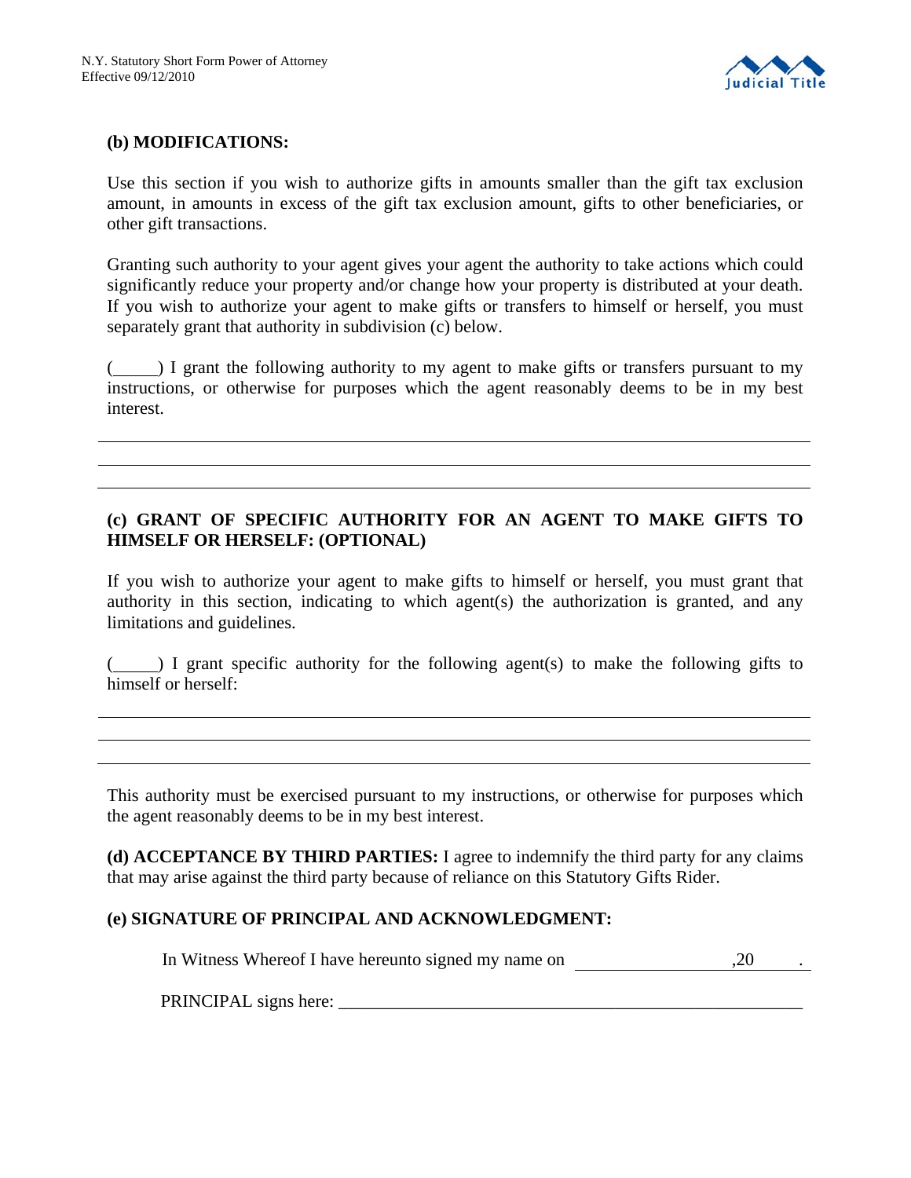**(b) MODIFICATIONS:**

Use this section if you wish to authorize gifts in amounts smaller than the gift tax exclusion amount, in amounts in excess of the gift tax exclusion amount, gifts to other beneficiaries, or other gift transactions.

Granting such authority to your agent gives your agent the authority to take actions which could significantly reduce your property and/or change how your property is distributed at your death. If you wish to authorize your agent to make gifts or transfers to himself or herself, you must separately grant that authority in subdivision (c) below.

(_____) I grant the following authority to my agent to make gifts or transfers pursuant to my instructions, or otherwise for purposes which the agent reasonably deems to be in my best interest.

_______________________________________________________________________________

_______________________________________________________________________________

_______________________________________________________________________________

**(c) GRANT OF SPECIFIC AUTHORITY FOR AN AGENT TO MAKE GIFTS TO HIMSELF OR HERSELF: (OPTIONAL)**

If you wish to authorize your agent to make gifts to himself or herself, you must grant that authority in this section, indicating to which agent(s) the authorization is granted, and any limitations and guidelines.

(_____) I grant specific authority for the following agent(s) to make the following gifts to himself or herself:

_______________________________________________________________________________

_______________________________________________________________________________

_______________________________________________________________________________

This authority must be exercised pursuant to my instructions, or otherwise for purposes which the agent reasonably deems to be in my best interest.

**(d) ACCEPTANCE BY THIRD PARTIES:** I agree to indemnify the third party for any claims that may arise against the third party because of reliance on this Statutory Gifts Rider.

**(e) SIGNATURE OF PRINCIPAL AND ACKNOWLEDGMENT:**

In Witness Whereof I have hereunto signed my name on _________________ ,20 _____ .

PRINCIPAL signs here: ___________________________________________________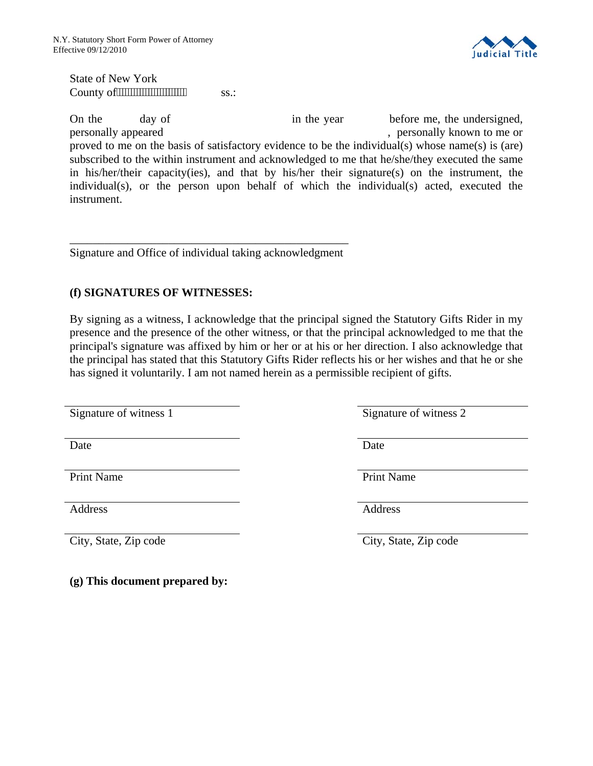State of New York
County of ss.:

On the day of in the year before me, the undersigned, personally appeared , personally known to me or proved to me on the basis of satisfactory evidence to be the individual(s) whose name(s) is (are) subscribed to the within instrument and acknowledged to me that he/she/they executed the same in his/her/their capacity(ies), and that by his/her their signature(s) on the instrument, the individual(s), or the person upon behalf of which the individual(s) acted, executed the instrument.

\_\_\_\_\_\_\_\_\_\_\_\_\_\_\_\_\_\_\_\_\_\_\_\_\_\_\_\_\_\_\_\_\_\_\_\_\_\_\_\_\_\_\_\_\_\_\_
Signature and Office of individual taking acknowledgment

**(f) SIGNATURES OF WITNESSES:**

By signing as a witness, I acknowledge that the principal signed the Statutory Gifts Rider in my presence and the presence of the other witness, or that the principal acknowledged to me that the principal's signature was affixed by him or her or at his or her direction. I also acknowledge that the principal has stated that this Statutory Gifts Rider reflects his or her wishes and that he or she has signed it voluntarily. I am not named herein as a permissible recipient of gifts.

| | |
|---|---|
| Signature of witness 1 | Signature of witness 2 |
| Date | Date |
| Print Name | Print Name |
| Address | Address |
| City, State, Zip code | City, State, Zip code |

**(g) This document prepared by:**